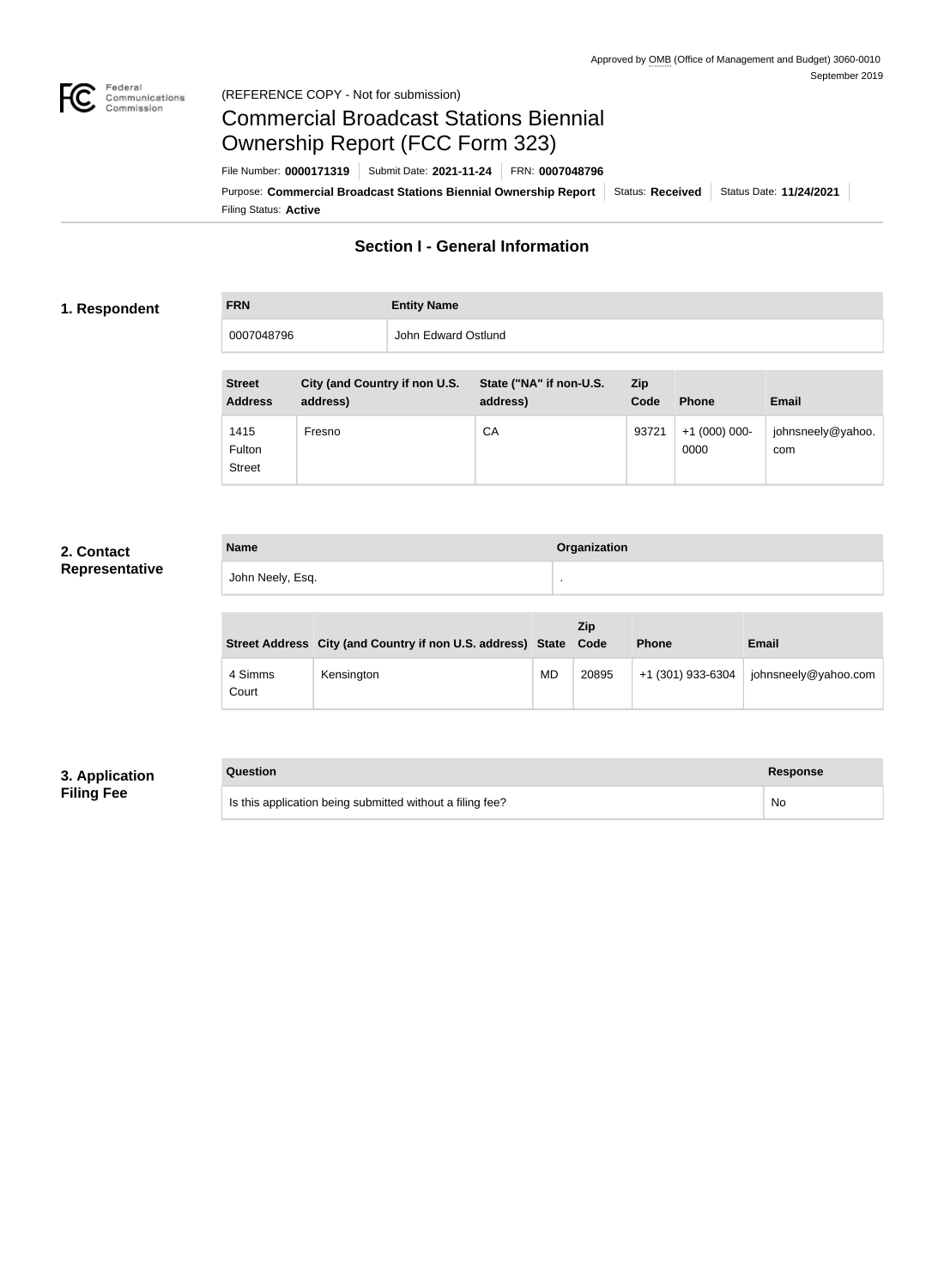Approved by OMB (Office of Management and Budget) 3060-0010
September 2019

(REFERENCE COPY - Not for submission)

# Commercial Broadcast Stations Biennial Ownership Report (FCC Form 323)

File Number: **0000171319** | Submit Date: **2021-11-24** | FRN: **0007048796**

Purpose: **Commercial Broadcast Stations Biennial Ownership Report** | Status: **Received** | Status Date: **11/24/2021**

Filing Status: **Active**

## Section I - General Information

### 1. Respondent

| FRN | Entity Name |
|---|---|
| 0007048796 | John Edward Ostlund |

| Street Address | City (and Country if non U.S. address) | State ("NA" if non-U.S. address) | Zip Code | Phone | Email |
|---|---|---|---|---|---|
| 1415 Fulton Street | Fresno | CA | 93721 | +1 (000) 000-0000 | johnsneely@yahoo.com |

### 2. Contact Representative

| Name | Organization |
|---|---|
| John Neely, Esq. | . |

| Street Address | City (and Country if non U.S. address) | State | Zip Code | Phone | Email |
|---|---|---|---|---|---|
| 4 Simms Court | Kensington | MD | 20895 | +1 (301) 933-6304 | johnsneely@yahoo.com |

### 3. Application Filing Fee

| Question | Response |
|---|---|
| Is this application being submitted without a filing fee? | No |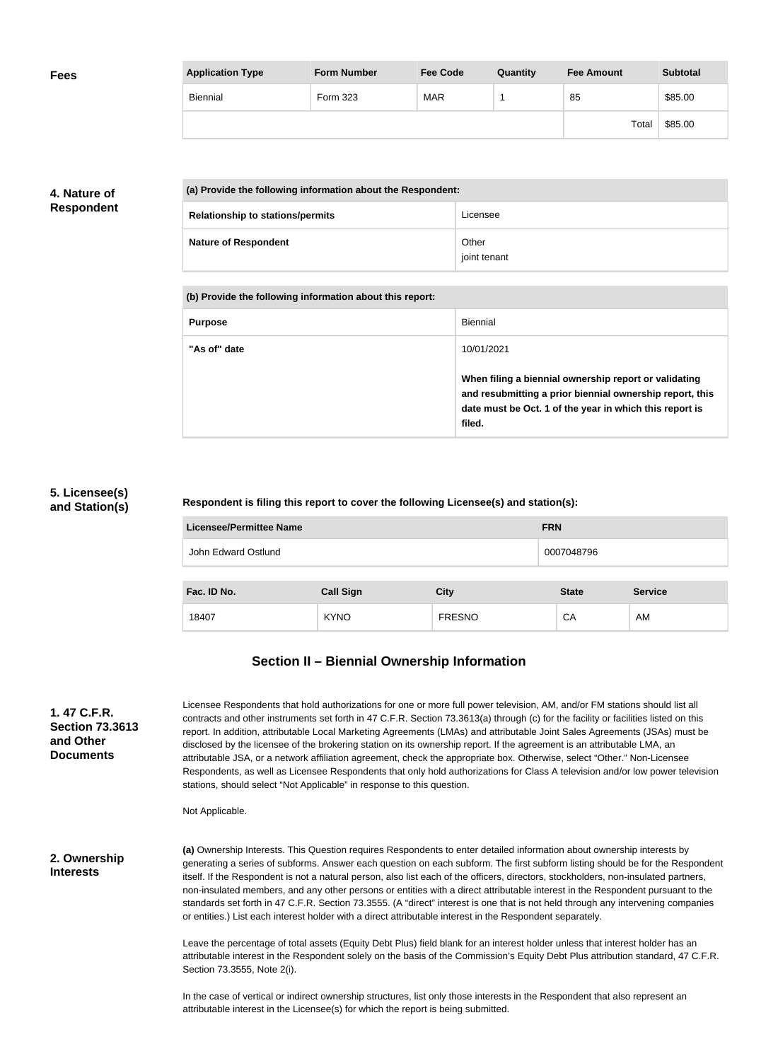**Fees**

| Application Type | Form Number | Fee Code | Quantity | Fee Amount | Subtotal |
|---|---|---|---|---|---|
| Biennial | Form 323 | MAR | 1 | 85 | $85.00 |
| | | | | Total | $85.00 |

**4. Nature of Respondent**

| (a) Provide the following information about the Respondent: | |
|---|---|
| Relationship to stations/permits | Licensee |
| Nature of Respondent | Other<br>joint tenant |

| (b) Provide the following information about this report: | |
|---|---|
| Purpose | Biennial |
| "As of" date | 10/01/2021<br><br>**When filing a biennial ownership report or validating and resubmitting a prior biennial ownership report, this date must be Oct. 1 of the year in which this report is filed.** |

**5. Licensee(s) and Station(s)**

**Respondent is filing this report to cover the following Licensee(s) and station(s):**

| Licensee/Permittee Name | FRN |
|---|---|
| John Edward Ostlund | 0007048796 |

| Fac. ID No. | Call Sign | City | State | Service |
|---|---|---|---|---|
| 18407 | KYNO | FRESNO | CA | AM |

## Section II – Biennial Ownership Information

**1. 47 C.F.R. Section 73.3613 and Other Documents**

Licensee Respondents that hold authorizations for one or more full power television, AM, and/or FM stations should list all contracts and other instruments set forth in 47 C.F.R. Section 73.3613(a) through (c) for the facility or facilities listed on this report. In addition, attributable Local Marketing Agreements (LMAs) and attributable Joint Sales Agreements (JSAs) must be disclosed by the licensee of the brokering station on its ownership report. If the agreement is an attributable LMA, an attributable JSA, or a network affiliation agreement, check the appropriate box. Otherwise, select "Other." Non-Licensee Respondents, as well as Licensee Respondents that only hold authorizations for Class A television and/or low power television stations, should select "Not Applicable" in response to this question.

Not Applicable.

**2. Ownership Interests**

**(a)** Ownership Interests. This Question requires Respondents to enter detailed information about ownership interests by generating a series of subforms. Answer each question on each subform. The first subform listing should be for the Respondent itself. If the Respondent is not a natural person, also list each of the officers, directors, stockholders, non-insulated partners, non-insulated members, and any other persons or entities with a direct attributable interest in the Respondent pursuant to the standards set forth in 47 C.F.R. Section 73.3555. (A "direct" interest is one that is not held through any intervening companies or entities.) List each interest holder with a direct attributable interest in the Respondent separately.

Leave the percentage of total assets (Equity Debt Plus) field blank for an interest holder unless that interest holder has an attributable interest in the Respondent solely on the basis of the Commission's Equity Debt Plus attribution standard, 47 C.F.R. Section 73.3555, Note 2(i).

In the case of vertical or indirect ownership structures, list only those interests in the Respondent that also represent an attributable interest in the Licensee(s) for which the report is being submitted.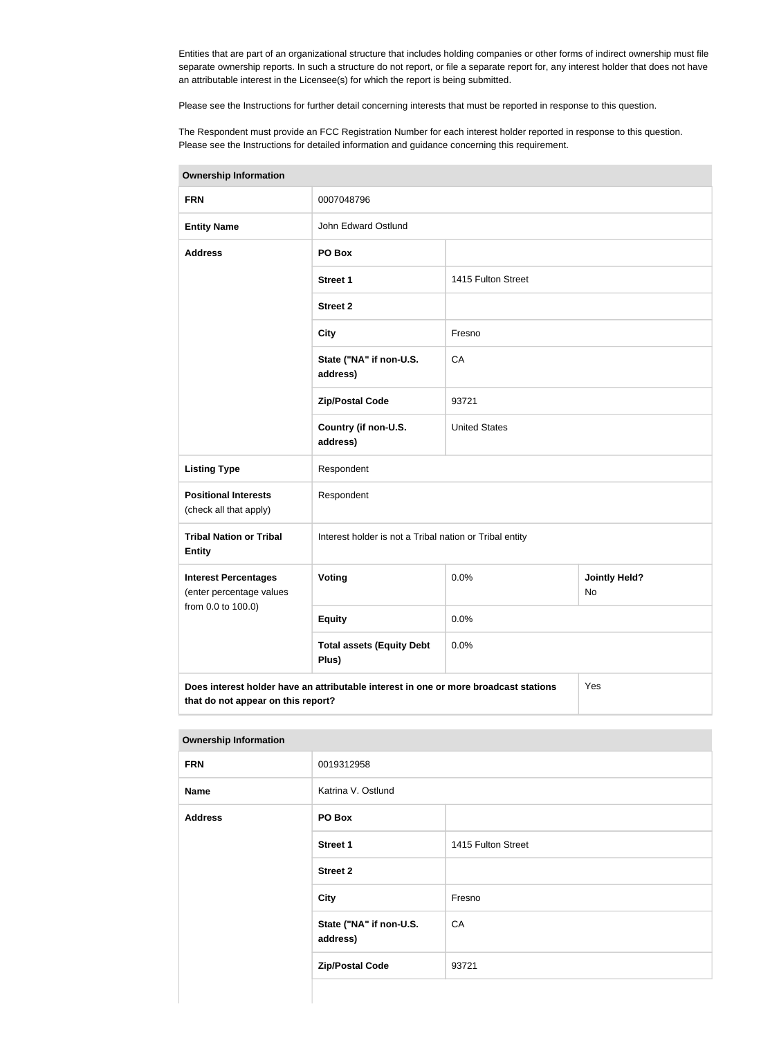Entities that are part of an organizational structure that includes holding companies or other forms of indirect ownership must file separate ownership reports. In such a structure do not report, or file a separate report for, any interest holder that does not have an attributable interest in the Licensee(s) for which the report is being submitted.

Please see the Instructions for further detail concerning interests that must be reported in response to this question.

The Respondent must provide an FCC Registration Number for each interest holder reported in response to this question. Please see the Instructions for detailed information and guidance concerning this requirement.

| **Ownership Information** | | | |
|---|---|---|---|
| **FRN** | 0007048796 | | |
| **Entity Name** | John Edward Ostlund | | |
| **Address** | **PO Box** | | |
| | **Street 1** | 1415 Fulton Street | |
| | **Street 2** | | |
| | **City** | Fresno | |
| | **State ("NA" if non-U.S. address)** | CA | |
| | **Zip/Postal Code** | 93721 | |
| | **Country (if non-U.S. address)** | United States | |
| **Listing Type** | Respondent | | |
| **Positional Interests** (check all that apply) | Respondent | | |
| **Tribal Nation or Tribal Entity** | Interest holder is not a Tribal nation or Tribal entity | | |
| **Interest Percentages** (enter percentage values from 0.0 to 100.0) | **Voting** | 0.0% | **Jointly Held?** No |
| | **Equity** | 0.0% | |
| | **Total assets (Equity Debt Plus)** | 0.0% | |
| **Does interest holder have an attributable interest in one or more broadcast stations that do not appear on this report?** | | | Yes |

| **Ownership Information** | | |
|---|---|---|
| **FRN** | 0019312958 | |
| **Name** | Katrina V. Ostlund | |
| **Address** | **PO Box** | |
| | **Street 1** | 1415 Fulton Street |
| | **Street 2** | |
| | **City** | Fresno |
| | **State ("NA" if non-U.S. address)** | CA |
| | **Zip/Postal Code** | 93721 |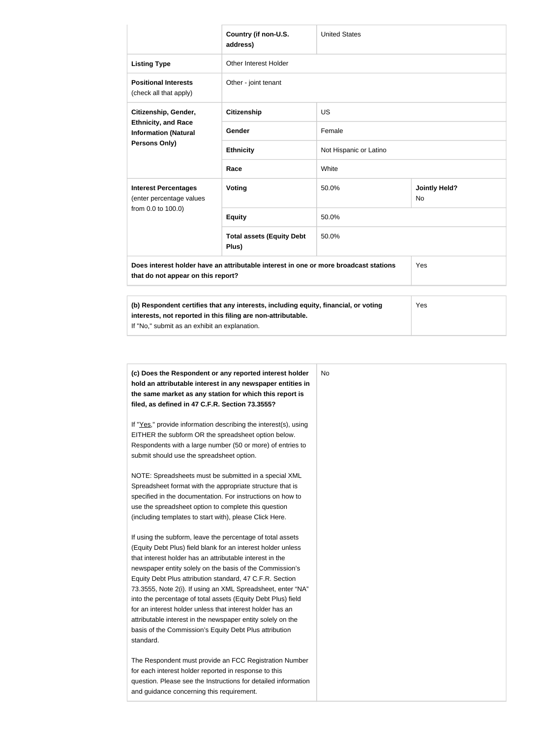| | | | |
|---|---|---|---|
| | **Country (if non-U.S. address)** | United States | |
| **Listing Type** | Other Interest Holder | | |
| **Positional Interests** (check all that apply) | Other - joint tenant | | |
| **Citizenship, Gender, Ethnicity, and Race Information (Natural Persons Only)** | **Citizenship** | US | |
| | **Gender** | Female | |
| | **Ethnicity** | Not Hispanic or Latino | |
| | **Race** | White | |
| **Interest Percentages** (enter percentage values from 0.0 to 100.0) | **Voting** | 50.0% | **Jointly Held?** No |
| | **Equity** | 50.0% | |
| | **Total assets (Equity Debt Plus)** | 50.0% | |
| **Does interest holder have an attributable interest in one or more broadcast stations that do not appear on this report?** | | | Yes |

| | |
|---|---|
| **(b) Respondent certifies that any interests, including equity, financial, or voting interests, not reported in this filing are non-attributable.** If "No," submit as an exhibit an explanation. | Yes |

| | |
|---|---|
| **(c) Does the Respondent or any reported interest holder hold an attributable interest in any newspaper entities in the same market as any station for which this report is filed, as defined in 47 C.F.R. Section 73.3555?**<br><br>If "Yes," provide information describing the interest(s), using EITHER the subform OR the spreadsheet option below. Respondents with a large number (50 or more) of entries to submit should use the spreadsheet option.<br><br>NOTE: Spreadsheets must be submitted in a special XML Spreadsheet format with the appropriate structure that is specified in the documentation. For instructions on how to use the spreadsheet option to complete this question (including templates to start with), please Click Here.<br><br>If using the subform, leave the percentage of total assets (Equity Debt Plus) field blank for an interest holder unless that interest holder has an attributable interest in the newspaper entity solely on the basis of the Commission's Equity Debt Plus attribution standard, 47 C.F.R. Section 73.3555, Note 2(i). If using an XML Spreadsheet, enter "NA" into the percentage of total assets (Equity Debt Plus) field for an interest holder unless that interest holder has an attributable interest in the newspaper entity solely on the basis of the Commission's Equity Debt Plus attribution standard.<br><br>The Respondent must provide an FCC Registration Number for each interest holder reported in response to this question. Please see the Instructions for detailed information and guidance concerning this requirement. | No |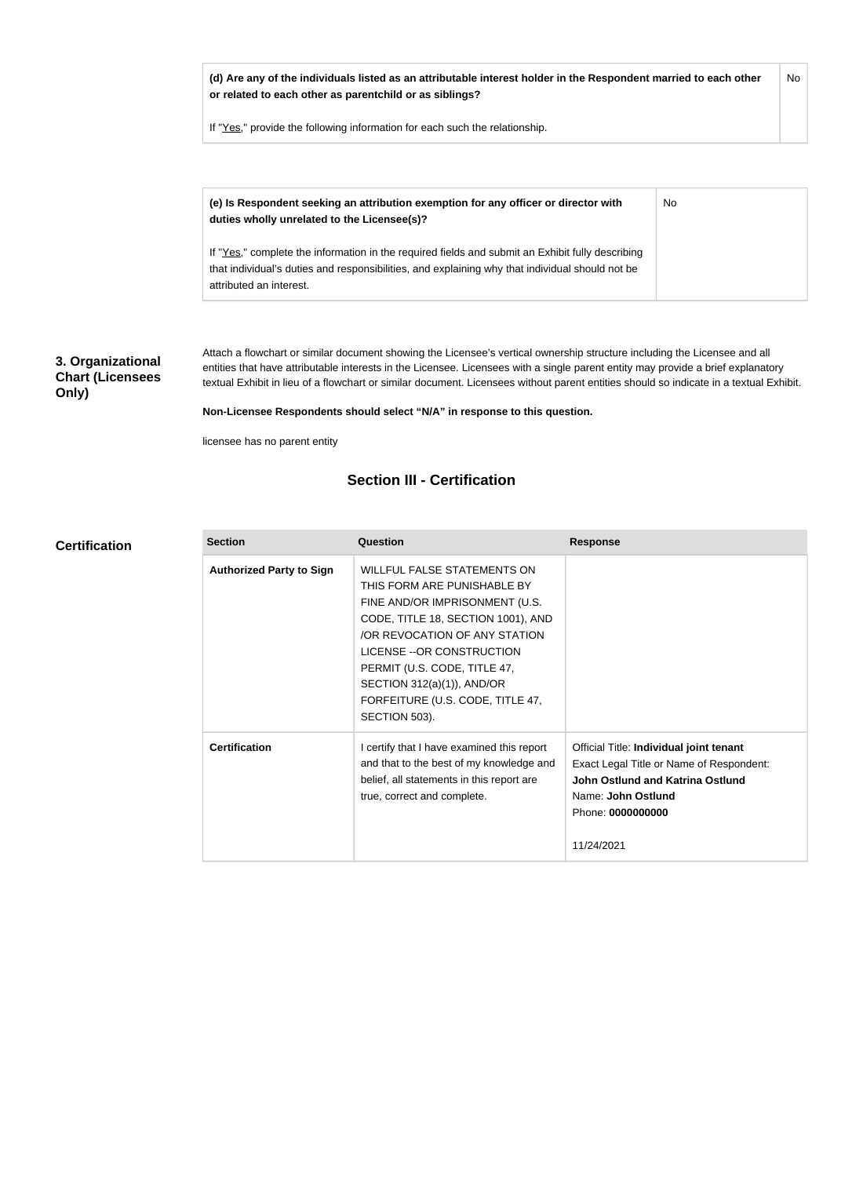| | |
|---|---|
| **(d) Are any of the individuals listed as an attributable interest holder in the Respondent married to each other or related to each other as parentchild or as siblings?**<br><br>If "Yes," provide the following information for each such the relationship. | No |

| | |
|---|---|
| **(e) Is Respondent seeking an attribution exemption for any officer or director with duties wholly unrelated to the Licensee(s)?**<br><br>If "Yes," complete the information in the required fields and submit an Exhibit fully describing that individual's duties and responsibilities, and explaining why that individual should not be attributed an interest. | No |

### 3. Organizational Chart (Licensees Only)

Attach a flowchart or similar document showing the Licensee's vertical ownership structure including the Licensee and all entities that have attributable interests in the Licensee. Licensees with a single parent entity may provide a brief explanatory textual Exhibit in lieu of a flowchart or similar document. Licensees without parent entities should so indicate in a textual Exhibit.

**Non-Licensee Respondents should select "N/A" in response to this question.**

licensee has no parent entity

## Section III - Certification

### Certification

| Section | Question | Response |
|---|---|---|
| **Authorized Party to Sign** | WILLFUL FALSE STATEMENTS ON THIS FORM ARE PUNISHABLE BY FINE AND/OR IMPRISONMENT (U.S. CODE, TITLE 18, SECTION 1001), AND /OR REVOCATION OF ANY STATION LICENSE --OR CONSTRUCTION PERMIT (U.S. CODE, TITLE 47, SECTION 312(a)(1)), AND/OR FORFEITURE (U.S. CODE, TITLE 47, SECTION 503). | |
| **Certification** | I certify that I have examined this report and that to the best of my knowledge and belief, all statements in this report are true, correct and complete. | Official Title: **Individual joint tenant**<br>Exact Legal Title or Name of Respondent: **John Ostlund and Katrina Ostlund**<br>Name: **John Ostlund**<br>Phone: **0000000000**<br><br>11/24/2021 |